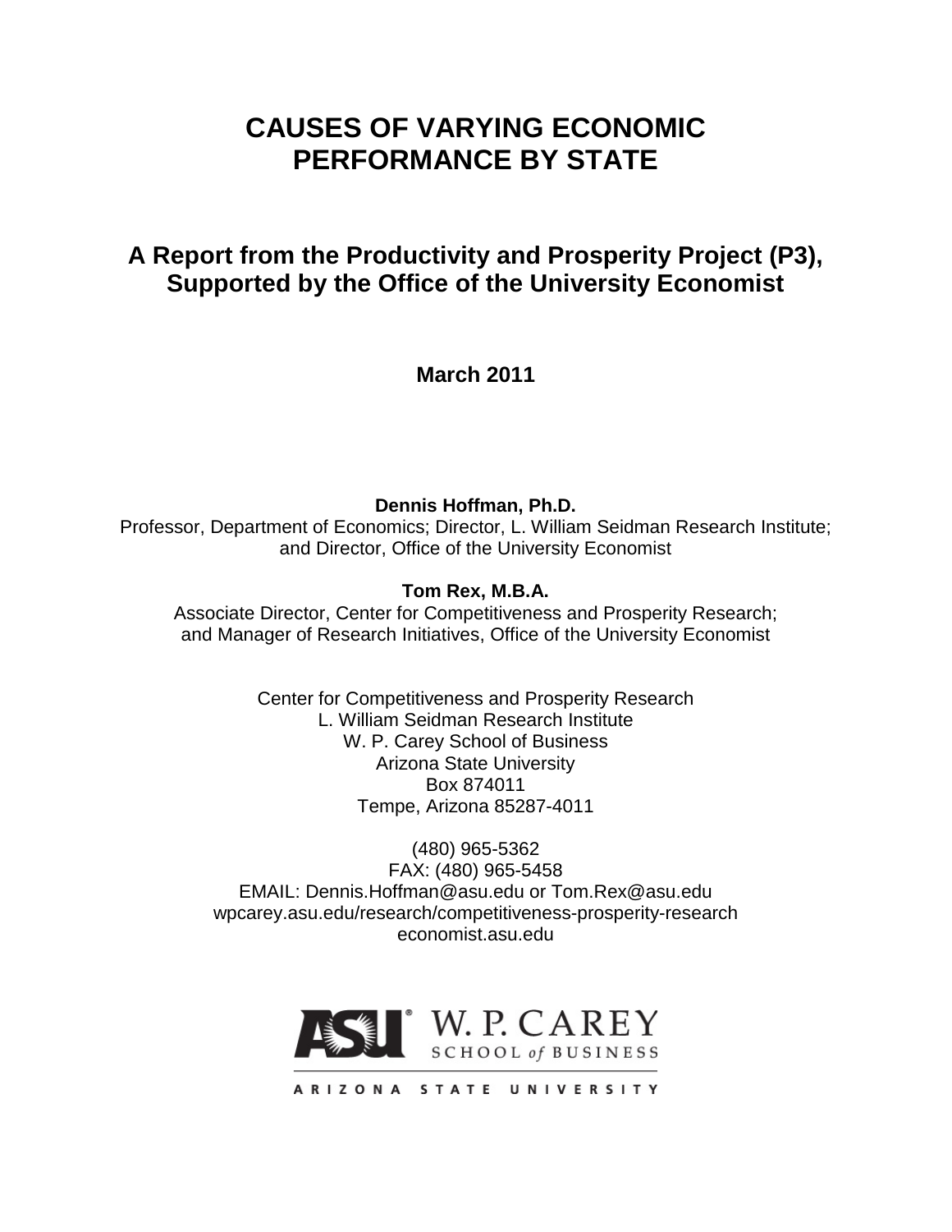# CAUSES OF VARYING ECONOMIC PERFORMANCE BY STATE

## A Report from the Productivity and Prosperity Project (P3), Supported by the Office of the University Economist

**March 2011**

**Dennis Hoffman, Ph.D.**
Professor, Department of Economics; Director, L. William Seidman Research Institute; and Director, Office of the University Economist

**Tom Rex, M.B.A.**
Associate Director, Center for Competitiveness and Prosperity Research; and Manager of Research Initiatives, Office of the University Economist

Center for Competitiveness and Prosperity Research
L. William Seidman Research Institute
W. P. Carey School of Business
Arizona State University
Box 874011
Tempe, Arizona 85287-4011

(480) 965-5362
FAX: (480) 965-5458
EMAIL: Dennis.Hoffman@asu.edu or Tom.Rex@asu.edu
wpcarey.asu.edu/research/competitiveness-prosperity-research
economist.asu.edu

ASU W. P. CAREY SCHOOL of BUSINESS
ARIZONA STATE UNIVERSITY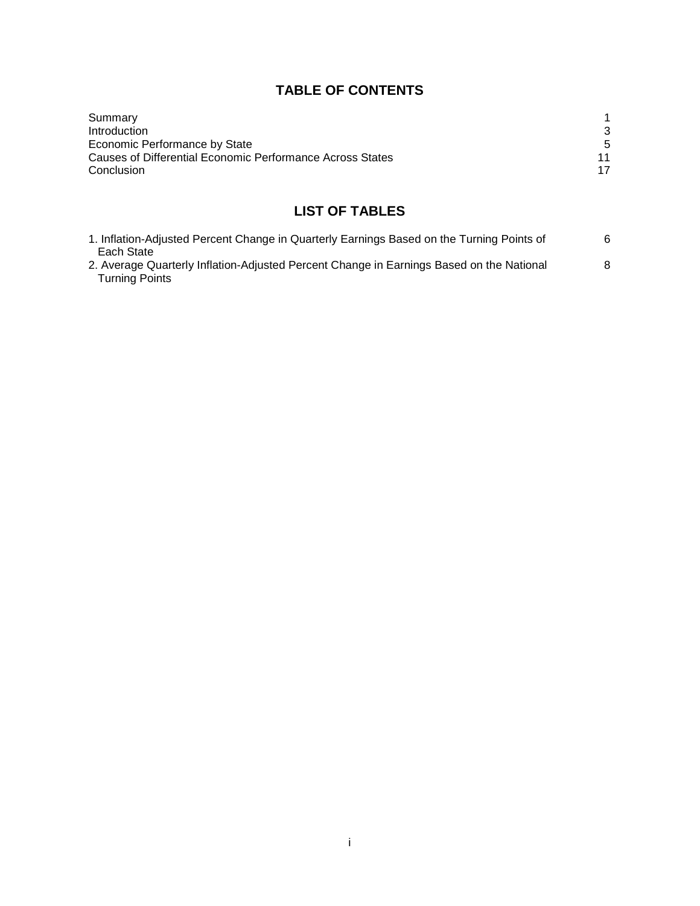# TABLE OF CONTENTS

| | |
|---|---|
| Summary | 1 |
| Introduction | 3 |
| Economic Performance by State | 5 |
| Causes of Differential Economic Performance Across States | 11 |
| Conclusion | 17 |

# LIST OF TABLES

| | |
|---|---|
| 1. Inflation-Adjusted Percent Change in Quarterly Earnings Based on the Turning Points of Each State | 6 |
| 2. Average Quarterly Inflation-Adjusted Percent Change in Earnings Based on the National Turning Points | 8 |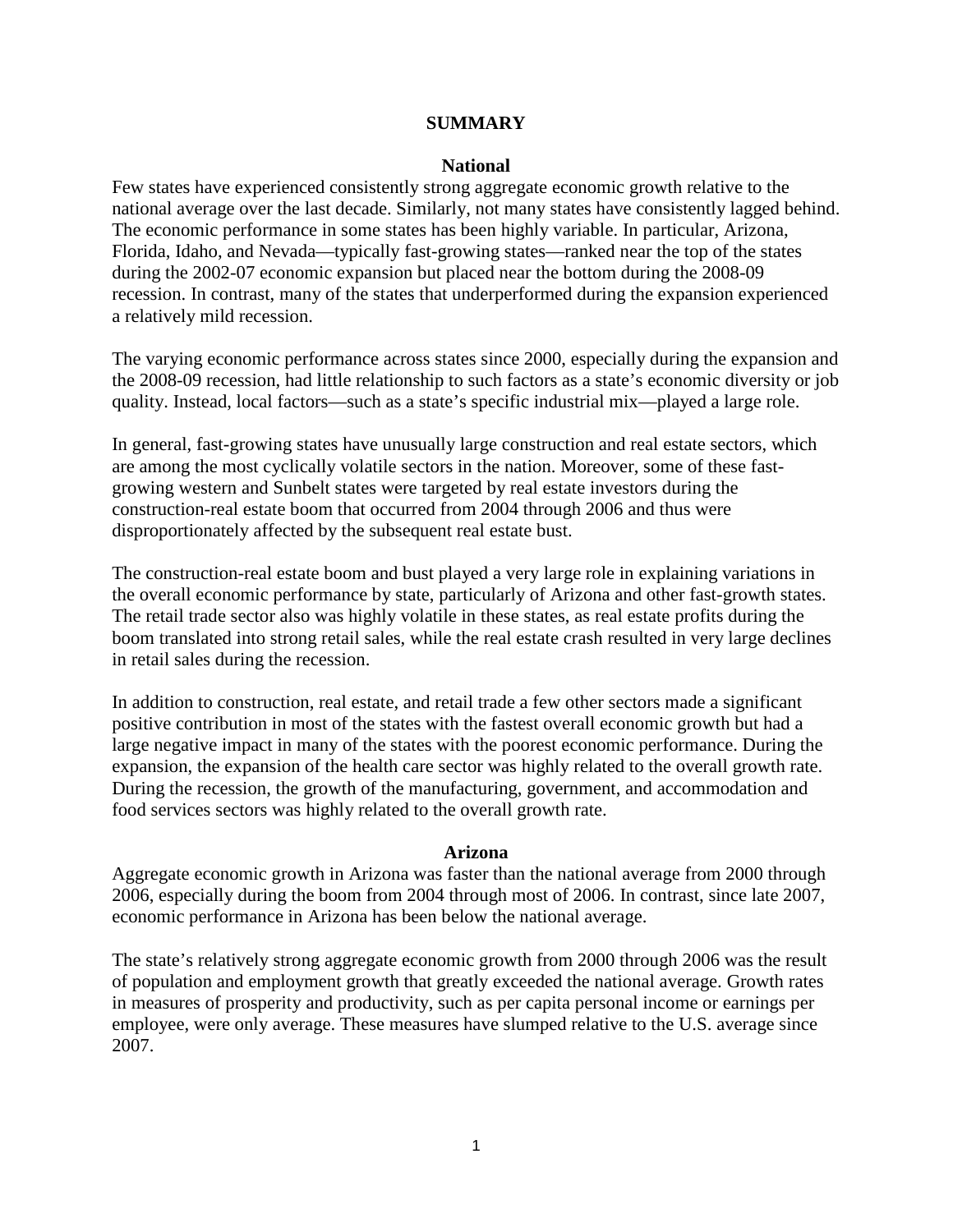# SUMMARY

## National

Few states have experienced consistently strong aggregate economic growth relative to the national average over the last decade. Similarly, not many states have consistently lagged behind. The economic performance in some states has been highly variable. In particular, Arizona, Florida, Idaho, and Nevada—typically fast-growing states—ranked near the top of the states during the 2002-07 economic expansion but placed near the bottom during the 2008-09 recession. In contrast, many of the states that underperformed during the expansion experienced a relatively mild recession.

The varying economic performance across states since 2000, especially during the expansion and the 2008-09 recession, had little relationship to such factors as a state's economic diversity or job quality. Instead, local factors—such as a state's specific industrial mix—played a large role.

In general, fast-growing states have unusually large construction and real estate sectors, which are among the most cyclically volatile sectors in the nation. Moreover, some of these fast-growing western and Sunbelt states were targeted by real estate investors during the construction-real estate boom that occurred from 2004 through 2006 and thus were disproportionately affected by the subsequent real estate bust.

The construction-real estate boom and bust played a very large role in explaining variations in the overall economic performance by state, particularly of Arizona and other fast-growth states. The retail trade sector also was highly volatile in these states, as real estate profits during the boom translated into strong retail sales, while the real estate crash resulted in very large declines in retail sales during the recession.

In addition to construction, real estate, and retail trade a few other sectors made a significant positive contribution in most of the states with the fastest overall economic growth but had a large negative impact in many of the states with the poorest economic performance. During the expansion, the expansion of the health care sector was highly related to the overall growth rate. During the recession, the growth of the manufacturing, government, and accommodation and food services sectors was highly related to the overall growth rate.

## Arizona

Aggregate economic growth in Arizona was faster than the national average from 2000 through 2006, especially during the boom from 2004 through most of 2006. In contrast, since late 2007, economic performance in Arizona has been below the national average.

The state's relatively strong aggregate economic growth from 2000 through 2006 was the result of population and employment growth that greatly exceeded the national average. Growth rates in measures of prosperity and productivity, such as per capita personal income or earnings per employee, were only average. These measures have slumped relative to the U.S. average since 2007.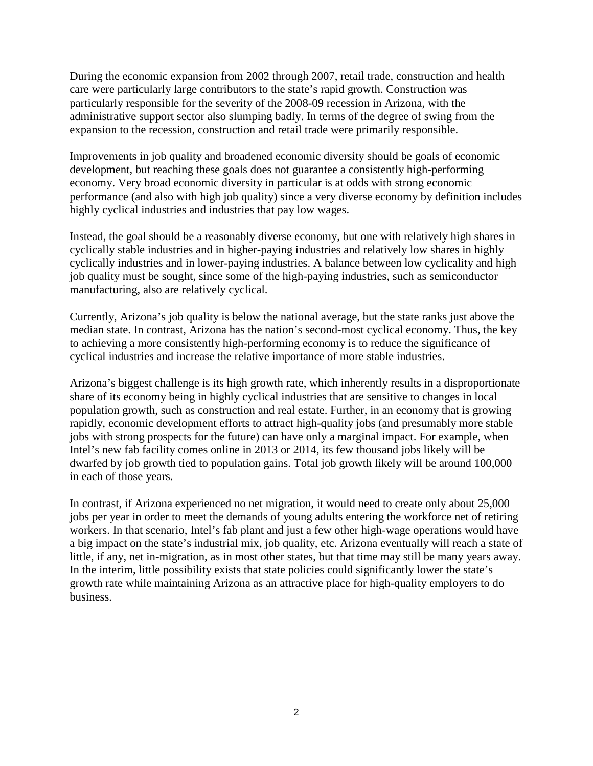During the economic expansion from 2002 through 2007, retail trade, construction and health care were particularly large contributors to the state's rapid growth. Construction was particularly responsible for the severity of the 2008-09 recession in Arizona, with the administrative support sector also slumping badly. In terms of the degree of swing from the expansion to the recession, construction and retail trade were primarily responsible.

Improvements in job quality and broadened economic diversity should be goals of economic development, but reaching these goals does not guarantee a consistently high-performing economy. Very broad economic diversity in particular is at odds with strong economic performance (and also with high job quality) since a very diverse economy by definition includes highly cyclical industries and industries that pay low wages.

Instead, the goal should be a reasonably diverse economy, but one with relatively high shares in cyclically stable industries and in higher-paying industries and relatively low shares in highly cyclically industries and in lower-paying industries. A balance between low cyclicality and high job quality must be sought, since some of the high-paying industries, such as semiconductor manufacturing, also are relatively cyclical.

Currently, Arizona's job quality is below the national average, but the state ranks just above the median state. In contrast, Arizona has the nation's second-most cyclical economy. Thus, the key to achieving a more consistently high-performing economy is to reduce the significance of cyclical industries and increase the relative importance of more stable industries.

Arizona's biggest challenge is its high growth rate, which inherently results in a disproportionate share of its economy being in highly cyclical industries that are sensitive to changes in local population growth, such as construction and real estate. Further, in an economy that is growing rapidly, economic development efforts to attract high-quality jobs (and presumably more stable jobs with strong prospects for the future) can have only a marginal impact. For example, when Intel's new fab facility comes online in 2013 or 2014, its few thousand jobs likely will be dwarfed by job growth tied to population gains. Total job growth likely will be around 100,000 in each of those years.

In contrast, if Arizona experienced no net migration, it would need to create only about 25,000 jobs per year in order to meet the demands of young adults entering the workforce net of retiring workers. In that scenario, Intel's fab plant and just a few other high-wage operations would have a big impact on the state's industrial mix, job quality, etc. Arizona eventually will reach a state of little, if any, net in-migration, as in most other states, but that time may still be many years away. In the interim, little possibility exists that state policies could significantly lower the state's growth rate while maintaining Arizona as an attractive place for high-quality employers to do business.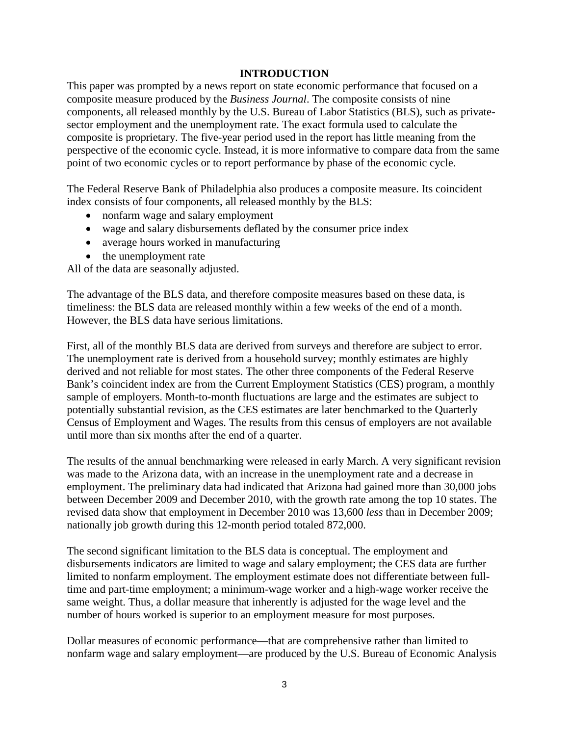## INTRODUCTION

This paper was prompted by a news report on state economic performance that focused on a composite measure produced by the *Business Journal*. The composite consists of nine components, all released monthly by the U.S. Bureau of Labor Statistics (BLS), such as private-sector employment and the unemployment rate. The exact formula used to calculate the composite is proprietary. The five-year period used in the report has little meaning from the perspective of the economic cycle. Instead, it is more informative to compare data from the same point of two economic cycles or to report performance by phase of the economic cycle.

The Federal Reserve Bank of Philadelphia also produces a composite measure. Its coincident index consists of four components, all released monthly by the BLS:

- nonfarm wage and salary employment
- wage and salary disbursements deflated by the consumer price index
- average hours worked in manufacturing
- the unemployment rate

All of the data are seasonally adjusted.

The advantage of the BLS data, and therefore composite measures based on these data, is timeliness: the BLS data are released monthly within a few weeks of the end of a month. However, the BLS data have serious limitations.

First, all of the monthly BLS data are derived from surveys and therefore are subject to error. The unemployment rate is derived from a household survey; monthly estimates are highly derived and not reliable for most states. The other three components of the Federal Reserve Bank's coincident index are from the Current Employment Statistics (CES) program, a monthly sample of employers. Month-to-month fluctuations are large and the estimates are subject to potentially substantial revision, as the CES estimates are later benchmarked to the Quarterly Census of Employment and Wages. The results from this census of employers are not available until more than six months after the end of a quarter.

The results of the annual benchmarking were released in early March. A very significant revision was made to the Arizona data, with an increase in the unemployment rate and a decrease in employment. The preliminary data had indicated that Arizona had gained more than 30,000 jobs between December 2009 and December 2010, with the growth rate among the top 10 states. The revised data show that employment in December 2010 was 13,600 *less* than in December 2009; nationally job growth during this 12-month period totaled 872,000.

The second significant limitation to the BLS data is conceptual. The employment and disbursements indicators are limited to wage and salary employment; the CES data are further limited to nonfarm employment. The employment estimate does not differentiate between full-time and part-time employment; a minimum-wage worker and a high-wage worker receive the same weight. Thus, a dollar measure that inherently is adjusted for the wage level and the number of hours worked is superior to an employment measure for most purposes.

Dollar measures of economic performance—that are comprehensive rather than limited to nonfarm wage and salary employment—are produced by the U.S. Bureau of Economic Analysis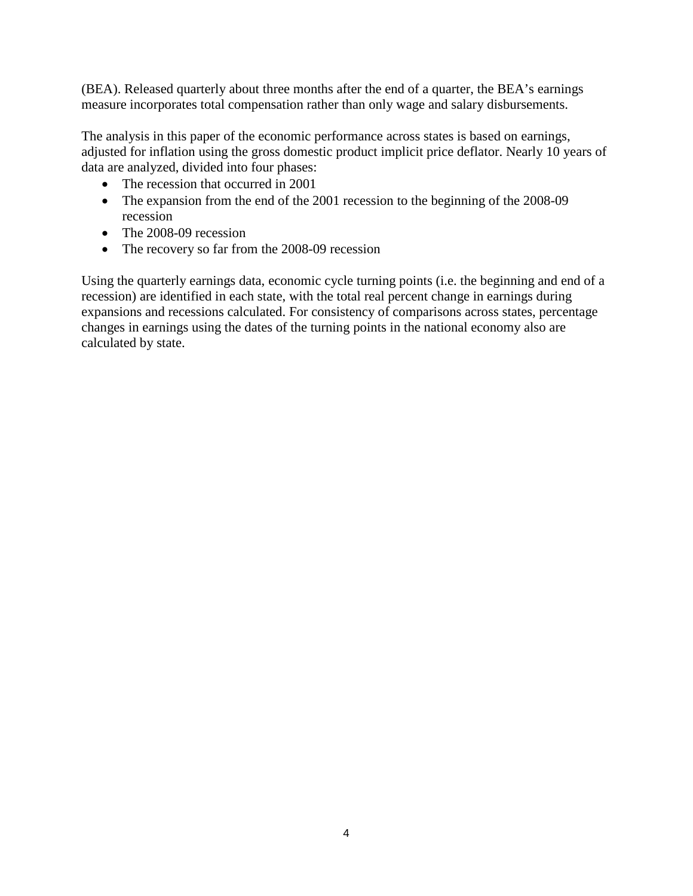(BEA). Released quarterly about three months after the end of a quarter, the BEA's earnings measure incorporates total compensation rather than only wage and salary disbursements.

The analysis in this paper of the economic performance across states is based on earnings, adjusted for inflation using the gross domestic product implicit price deflator. Nearly 10 years of data are analyzed, divided into four phases:

- The recession that occurred in 2001
- The expansion from the end of the 2001 recession to the beginning of the 2008-09 recession
- The 2008-09 recession
- The recovery so far from the 2008-09 recession

Using the quarterly earnings data, economic cycle turning points (i.e. the beginning and end of a recession) are identified in each state, with the total real percent change in earnings during expansions and recessions calculated. For consistency of comparisons across states, percentage changes in earnings using the dates of the turning points in the national economy also are calculated by state.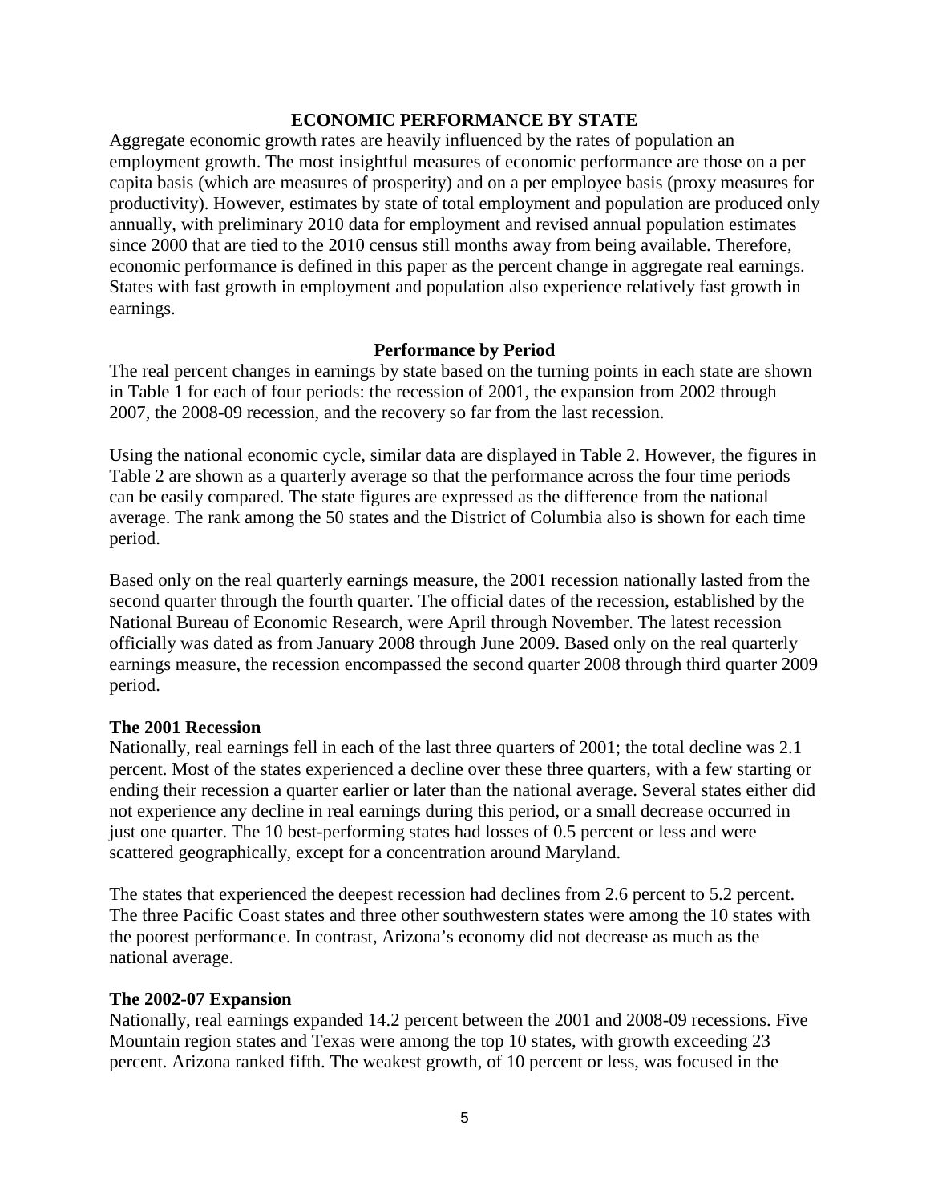## ECONOMIC PERFORMANCE BY STATE

Aggregate economic growth rates are heavily influenced by the rates of population an employment growth. The most insightful measures of economic performance are those on a per capita basis (which are measures of prosperity) and on a per employee basis (proxy measures for productivity). However, estimates by state of total employment and population are produced only annually, with preliminary 2010 data for employment and revised annual population estimates since 2000 that are tied to the 2010 census still months away from being available. Therefore, economic performance is defined in this paper as the percent change in aggregate real earnings. States with fast growth in employment and population also experience relatively fast growth in earnings.

### Performance by Period

The real percent changes in earnings by state based on the turning points in each state are shown in Table 1 for each of four periods: the recession of 2001, the expansion from 2002 through 2007, the 2008-09 recession, and the recovery so far from the last recession.

Using the national economic cycle, similar data are displayed in Table 2. However, the figures in Table 2 are shown as a quarterly average so that the performance across the four time periods can be easily compared. The state figures are expressed as the difference from the national average. The rank among the 50 states and the District of Columbia also is shown for each time period.

Based only on the real quarterly earnings measure, the 2001 recession nationally lasted from the second quarter through the fourth quarter. The official dates of the recession, established by the National Bureau of Economic Research, were April through November. The latest recession officially was dated as from January 2008 through June 2009. Based only on the real quarterly earnings measure, the recession encompassed the second quarter 2008 through third quarter 2009 period.

#### The 2001 Recession

Nationally, real earnings fell in each of the last three quarters of 2001; the total decline was 2.1 percent. Most of the states experienced a decline over these three quarters, with a few starting or ending their recession a quarter earlier or later than the national average. Several states either did not experience any decline in real earnings during this period, or a small decrease occurred in just one quarter. The 10 best-performing states had losses of 0.5 percent or less and were scattered geographically, except for a concentration around Maryland.

The states that experienced the deepest recession had declines from 2.6 percent to 5.2 percent. The three Pacific Coast states and three other southwestern states were among the 10 states with the poorest performance. In contrast, Arizona's economy did not decrease as much as the national average.

#### The 2002-07 Expansion

Nationally, real earnings expanded 14.2 percent between the 2001 and 2008-09 recessions. Five Mountain region states and Texas were among the top 10 states, with growth exceeding 23 percent. Arizona ranked fifth. The weakest growth, of 10 percent or less, was focused in the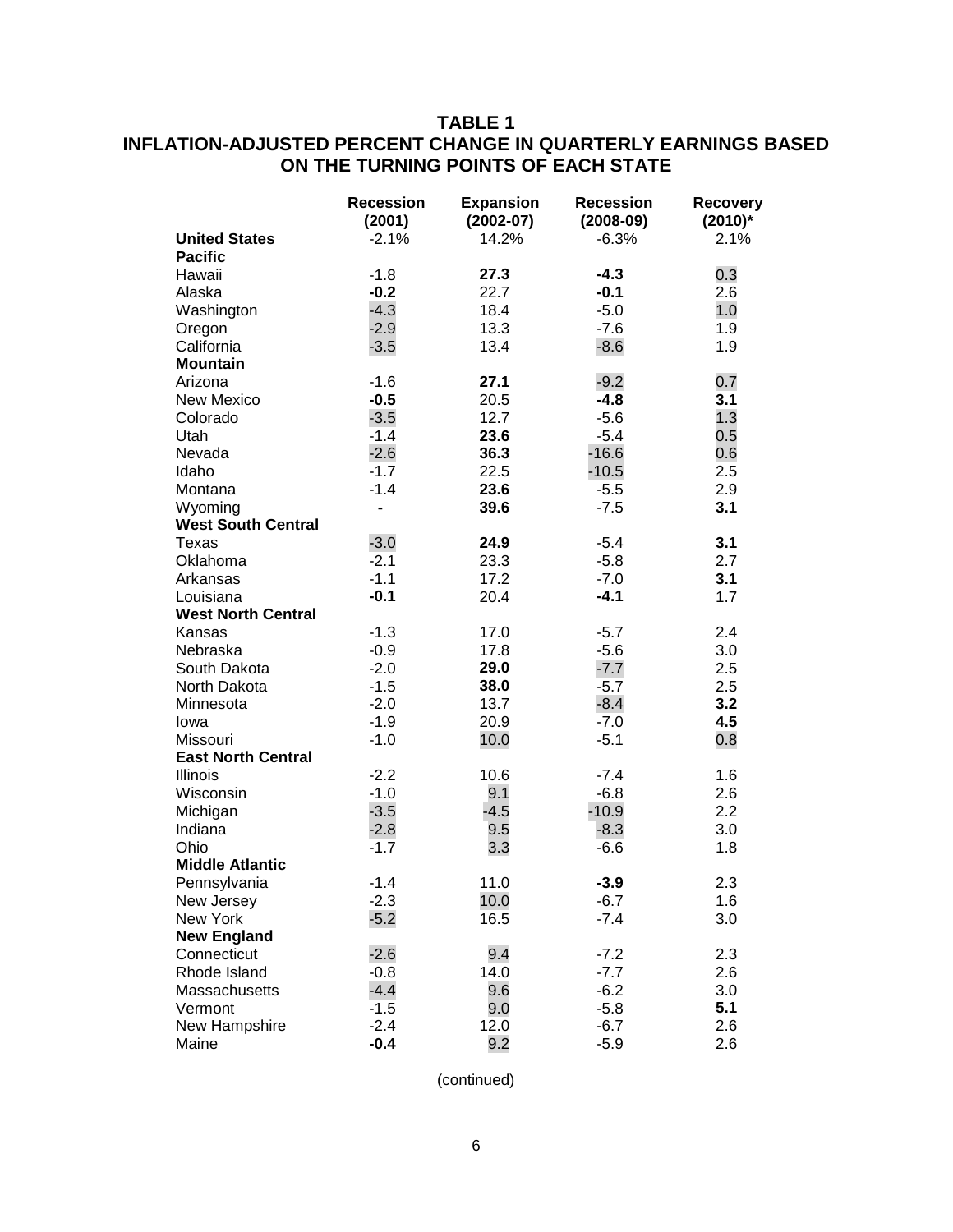**TABLE 1**
**INFLATION-ADJUSTED PERCENT CHANGE IN QUARTERLY EARNINGS BASED ON THE TURNING POINTS OF EACH STATE**

| | Recession (2001) | Expansion (2002-07) | Recession (2008-09) | Recovery (2010)* |
|---|---|---|---|---|
| **United States** | -2.1% | 14.2% | -6.3% | 2.1% |
| **Pacific** | | | | |
| Hawaii | -1.8 | **27.3** | **-4.3** | 0.3 |
| Alaska | **-0.2** | 22.7 | **-0.1** | 2.6 |
| Washington | -4.3 | 18.4 | -5.0 | 1.0 |
| Oregon | -2.9 | 13.3 | -7.6 | 1.9 |
| California | -3.5 | 13.4 | -8.6 | 1.9 |
| **Mountain** | | | | |
| Arizona | -1.6 | **27.1** | -9.2 | 0.7 |
| New Mexico | **-0.5** | 20.5 | **-4.8** | **3.1** |
| Colorado | -3.5 | 12.7 | -5.6 | 1.3 |
| Utah | -1.4 | **23.6** | -5.4 | 0.5 |
| Nevada | -2.6 | **36.3** | -16.6 | 0.6 |
| Idaho | -1.7 | 22.5 | -10.5 | 2.5 |
| Montana | -1.4 | **23.6** | -5.5 | 2.9 |
| Wyoming | **-** | **39.6** | -7.5 | **3.1** |
| **West South Central** | | | | |
| Texas | -3.0 | **24.9** | -5.4 | **3.1** |
| Oklahoma | -2.1 | 23.3 | -5.8 | 2.7 |
| Arkansas | -1.1 | 17.2 | -7.0 | **3.1** |
| Louisiana | **-0.1** | 20.4 | **-4.1** | 1.7 |
| **West North Central** | | | | |
| Kansas | -1.3 | 17.0 | -5.7 | 2.4 |
| Nebraska | -0.9 | 17.8 | -5.6 | 3.0 |
| South Dakota | -2.0 | **29.0** | -7.7 | 2.5 |
| North Dakota | -1.5 | **38.0** | -5.7 | 2.5 |
| Minnesota | -2.0 | 13.7 | -8.4 | **3.2** |
| Iowa | -1.9 | 20.9 | -7.0 | **4.5** |
| Missouri | -1.0 | 10.0 | -5.1 | 0.8 |
| **East North Central** | | | | |
| Illinois | -2.2 | 10.6 | -7.4 | 1.6 |
| Wisconsin | -1.0 | 9.1 | -6.8 | 2.6 |
| Michigan | -3.5 | -4.5 | -10.9 | 2.2 |
| Indiana | -2.8 | 9.5 | -8.3 | 3.0 |
| Ohio | -1.7 | 3.3 | -6.6 | 1.8 |
| **Middle Atlantic** | | | | |
| Pennsylvania | -1.4 | 11.0 | **-3.9** | 2.3 |
| New Jersey | -2.3 | 10.0 | -6.7 | 1.6 |
| New York | -5.2 | 16.5 | -7.4 | 3.0 |
| **New England** | | | | |
| Connecticut | -2.6 | 9.4 | -7.2 | 2.3 |
| Rhode Island | -0.8 | 14.0 | -7.7 | 2.6 |
| Massachusetts | -4.4 | 9.6 | -6.2 | 3.0 |
| Vermont | -1.5 | 9.0 | -5.8 | **5.1** |
| New Hampshire | -2.4 | 12.0 | -6.7 | 2.6 |
| Maine | **-0.4** | 9.2 | -5.9 | 2.6 |

(continued)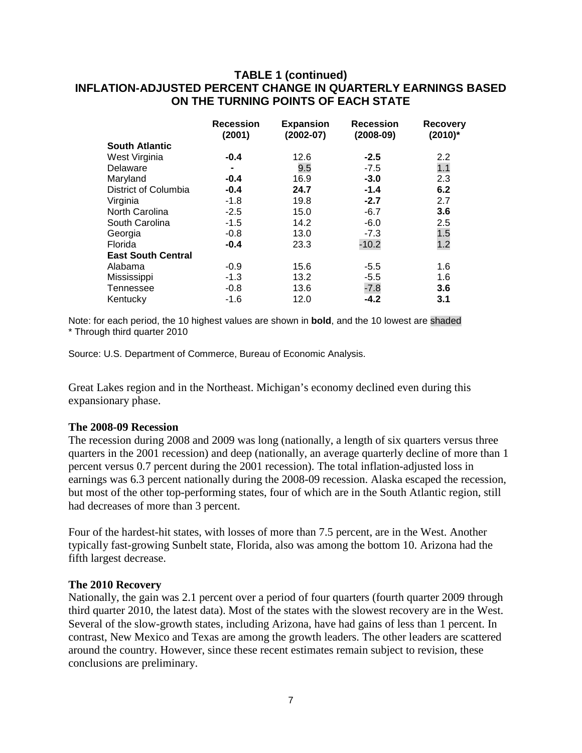### TABLE 1 (continued)
### INFLATION-ADJUSTED PERCENT CHANGE IN QUARTERLY EARNINGS BASED ON THE TURNING POINTS OF EACH STATE

| | Recession (2001) | Expansion (2002-07) | Recession (2008-09) | Recovery (2010)* |
|---|---|---|---|---|
| **South Atlantic** | | | | |
| West Virginia | **-0.4** | 12.6 | **-2.5** | 2.2 |
| Delaware | - | 9.5 | -7.5 | 1.1 |
| Maryland | **-0.4** | 16.9 | **-3.0** | 2.3 |
| District of Columbia | **-0.4** | **24.7** | **-1.4** | **6.2** |
| Virginia | -1.8 | 19.8 | **-2.7** | 2.7 |
| North Carolina | -2.5 | 15.0 | -6.7 | **3.6** |
| South Carolina | -1.5 | 14.2 | -6.0 | 2.5 |
| Georgia | -0.8 | 13.0 | -7.3 | 1.5 |
| Florida | **-0.4** | 23.3 | -10.2 | 1.2 |
| **East South Central** | | | | |
| Alabama | -0.9 | 15.6 | -5.5 | 1.6 |
| Mississippi | -1.3 | 13.2 | -5.5 | 1.6 |
| Tennessee | -0.8 | 13.6 | -7.8 | **3.6** |
| Kentucky | -1.6 | 12.0 | **-4.2** | **3.1** |

Note: for each period, the 10 highest values are shown in **bold**, and the 10 lowest are shaded
* Through third quarter 2010

Source: U.S. Department of Commerce, Bureau of Economic Analysis.

Great Lakes region and in the Northeast. Michigan's economy declined even during this expansionary phase.

#### The 2008-09 Recession

The recession during 2008 and 2009 was long (nationally, a length of six quarters versus three quarters in the 2001 recession) and deep (nationally, an average quarterly decline of more than 1 percent versus 0.7 percent during the 2001 recession). The total inflation-adjusted loss in earnings was 6.3 percent nationally during the 2008-09 recession. Alaska escaped the recession, but most of the other top-performing states, four of which are in the South Atlantic region, still had decreases of more than 3 percent.

Four of the hardest-hit states, with losses of more than 7.5 percent, are in the West. Another typically fast-growing Sunbelt state, Florida, also was among the bottom 10. Arizona had the fifth largest decrease.

#### The 2010 Recovery

Nationally, the gain was 2.1 percent over a period of four quarters (fourth quarter 2009 through third quarter 2010, the latest data). Most of the states with the slowest recovery are in the West. Several of the slow-growth states, including Arizona, have had gains of less than 1 percent. In contrast, New Mexico and Texas are among the growth leaders. The other leaders are scattered around the country. However, since these recent estimates remain subject to revision, these conclusions are preliminary.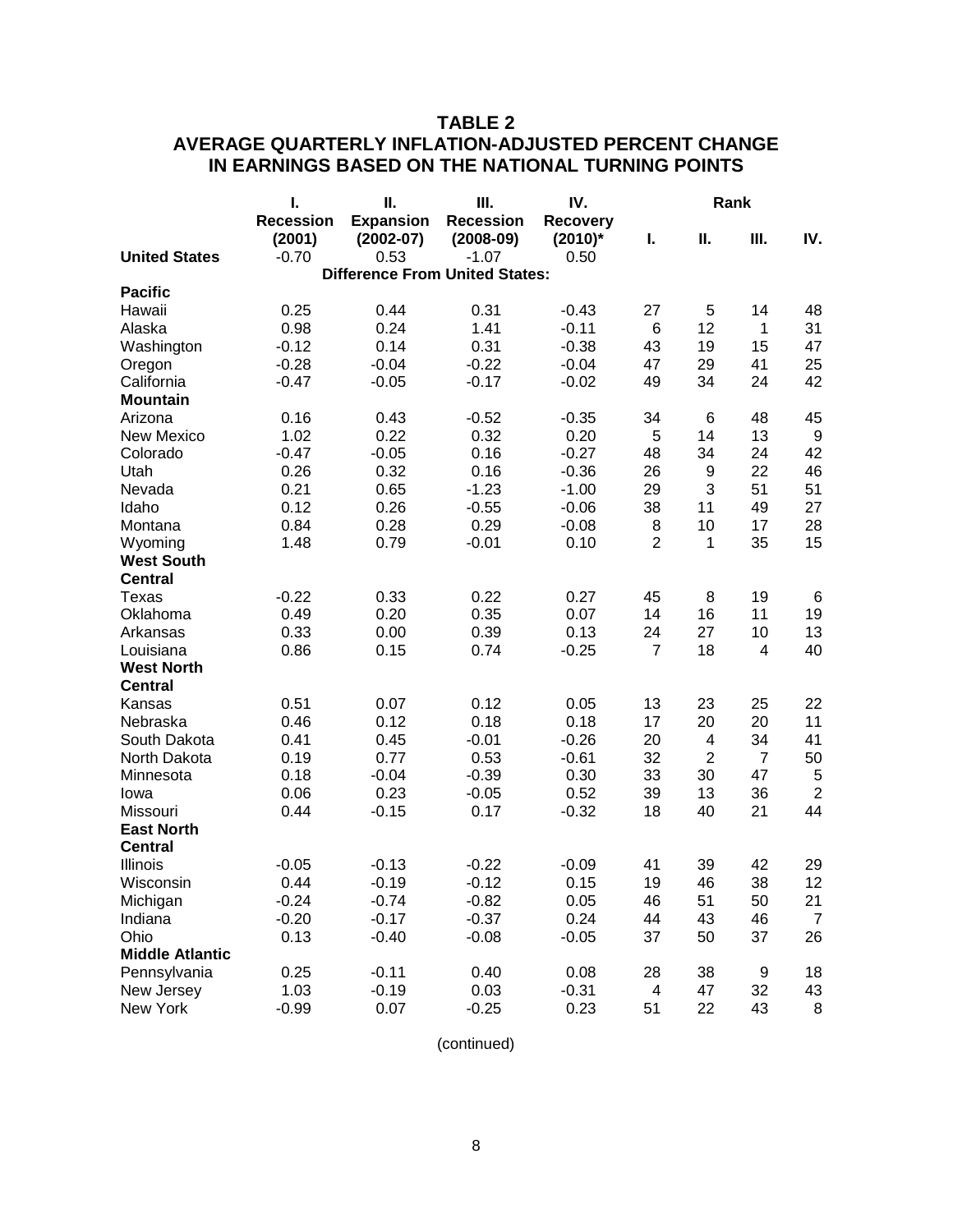# TABLE 2
## AVERAGE QUARTERLY INFLATION-ADJUSTED PERCENT CHANGE IN EARNINGS BASED ON THE NATIONAL TURNING POINTS

| | I. Recession (2001) | II. Expansion (2002-07) | III. Recession (2008-09) | IV. Recovery (2010)* | Rank I. | Rank II. | Rank III. | Rank IV. |
|---|---|---|---|---|---|---|---|---|
| **United States** | -0.70 | 0.53 | -1.07 | 0.50 | | | | |
| | **Difference From United States:** | | | | | | | |
| **Pacific** | | | | | | | | |
| Hawaii | 0.25 | 0.44 | 0.31 | -0.43 | 27 | 5 | 14 | 48 |
| Alaska | 0.98 | 0.24 | 1.41 | -0.11 | 6 | 12 | 1 | 31 |
| Washington | -0.12 | 0.14 | 0.31 | -0.38 | 43 | 19 | 15 | 47 |
| Oregon | -0.28 | -0.04 | -0.22 | -0.04 | 47 | 29 | 41 | 25 |
| California | -0.47 | -0.05 | -0.17 | -0.02 | 49 | 34 | 24 | 42 |
| **Mountain** | | | | | | | | |
| Arizona | 0.16 | 0.43 | -0.52 | -0.35 | 34 | 6 | 48 | 45 |
| New Mexico | 1.02 | 0.22 | 0.32 | 0.20 | 5 | 14 | 13 | 9 |
| Colorado | -0.47 | -0.05 | 0.16 | -0.27 | 48 | 34 | 24 | 42 |
| Utah | 0.26 | 0.32 | 0.16 | -0.36 | 26 | 9 | 22 | 46 |
| Nevada | 0.21 | 0.65 | -1.23 | -1.00 | 29 | 3 | 51 | 51 |
| Idaho | 0.12 | 0.26 | -0.55 | -0.06 | 38 | 11 | 49 | 27 |
| Montana | 0.84 | 0.28 | 0.29 | -0.08 | 8 | 10 | 17 | 28 |
| Wyoming | 1.48 | 0.79 | -0.01 | 0.10 | 2 | 1 | 35 | 15 |
| **West South Central** | | | | | | | | |
| Texas | -0.22 | 0.33 | 0.22 | 0.27 | 45 | 8 | 19 | 6 |
| Oklahoma | 0.49 | 0.20 | 0.35 | 0.07 | 14 | 16 | 11 | 19 |
| Arkansas | 0.33 | 0.00 | 0.39 | 0.13 | 24 | 27 | 10 | 13 |
| Louisiana | 0.86 | 0.15 | 0.74 | -0.25 | 7 | 18 | 4 | 40 |
| **West North Central** | | | | | | | | |
| Kansas | 0.51 | 0.07 | 0.12 | 0.05 | 13 | 23 | 25 | 22 |
| Nebraska | 0.46 | 0.12 | 0.18 | 0.18 | 17 | 20 | 20 | 11 |
| South Dakota | 0.41 | 0.45 | -0.01 | -0.26 | 20 | 4 | 34 | 41 |
| North Dakota | 0.19 | 0.77 | 0.53 | -0.61 | 32 | 2 | 7 | 50 |
| Minnesota | 0.18 | -0.04 | -0.39 | 0.30 | 33 | 30 | 47 | 5 |
| Iowa | 0.06 | 0.23 | -0.05 | 0.52 | 39 | 13 | 36 | 2 |
| Missouri | 0.44 | -0.15 | 0.17 | -0.32 | 18 | 40 | 21 | 44 |
| **East North Central** | | | | | | | | |
| Illinois | -0.05 | -0.13 | -0.22 | -0.09 | 41 | 39 | 42 | 29 |
| Wisconsin | 0.44 | -0.19 | -0.12 | 0.15 | 19 | 46 | 38 | 12 |
| Michigan | -0.24 | -0.74 | -0.82 | 0.05 | 46 | 51 | 50 | 21 |
| Indiana | -0.20 | -0.17 | -0.37 | 0.24 | 44 | 43 | 46 | 7 |
| Ohio | 0.13 | -0.40 | -0.08 | -0.05 | 37 | 50 | 37 | 26 |
| **Middle Atlantic** | | | | | | | | |
| Pennsylvania | 0.25 | -0.11 | 0.40 | 0.08 | 28 | 38 | 9 | 18 |
| New Jersey | 1.03 | -0.19 | 0.03 | -0.31 | 4 | 47 | 32 | 43 |
| New York | -0.99 | 0.07 | -0.25 | 0.23 | 51 | 22 | 43 | 8 |

(continued)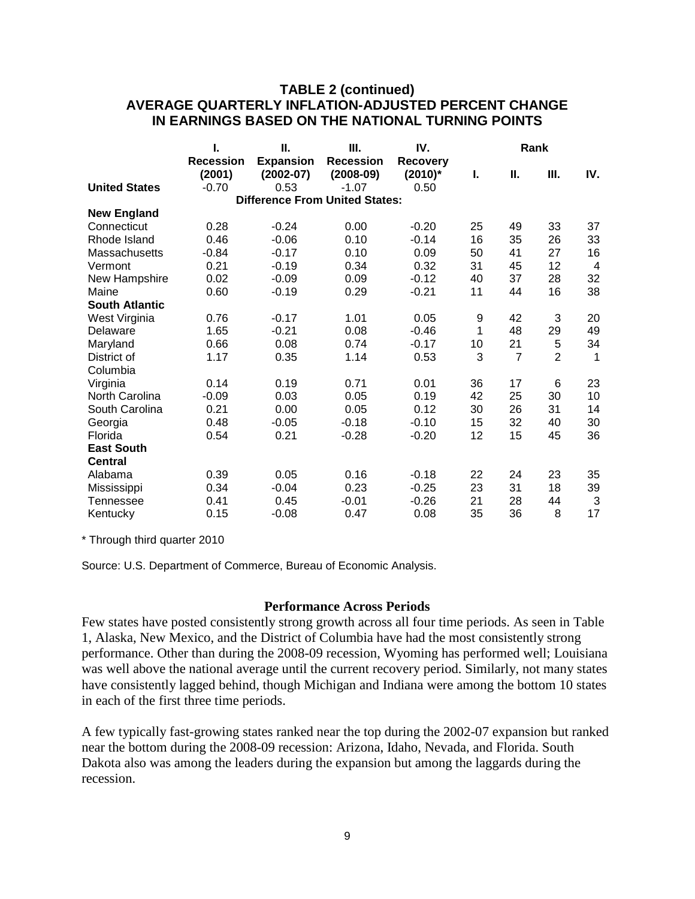## TABLE 2 (continued)
## AVERAGE QUARTERLY INFLATION-ADJUSTED PERCENT CHANGE IN EARNINGS BASED ON THE NATIONAL TURNING POINTS

| | I. Recession (2001) | II. Expansion (2002-07) | III. Recession (2008-09) | IV. Recovery (2010)* | Rank I. | Rank II. | Rank III. | Rank IV. |
|---|---|---|---|---|---|---|---|---|
| **United States** | -0.70 | 0.53 | -1.07 | 0.50 | | | | |
| | **Difference From United States:** | | | | | | | |
| **New England** | | | | | | | | |
| Connecticut | 0.28 | -0.24 | 0.00 | -0.20 | 25 | 49 | 33 | 37 |
| Rhode Island | 0.46 | -0.06 | 0.10 | -0.14 | 16 | 35 | 26 | 33 |
| Massachusetts | -0.84 | -0.17 | 0.10 | 0.09 | 50 | 41 | 27 | 16 |
| Vermont | 0.21 | -0.19 | 0.34 | 0.32 | 31 | 45 | 12 | 4 |
| New Hampshire | 0.02 | -0.09 | 0.09 | -0.12 | 40 | 37 | 28 | 32 |
| Maine | 0.60 | -0.19 | 0.29 | -0.21 | 11 | 44 | 16 | 38 |
| **South Atlantic** | | | | | | | | |
| West Virginia | 0.76 | -0.17 | 1.01 | 0.05 | 9 | 42 | 3 | 20 |
| Delaware | 1.65 | -0.21 | 0.08 | -0.46 | 1 | 48 | 29 | 49 |
| Maryland | 0.66 | 0.08 | 0.74 | -0.17 | 10 | 21 | 5 | 34 |
| District of Columbia | 1.17 | 0.35 | 1.14 | 0.53 | 3 | 7 | 2 | 1 |
| Virginia | 0.14 | 0.19 | 0.71 | 0.01 | 36 | 17 | 6 | 23 |
| North Carolina | -0.09 | 0.03 | 0.05 | 0.19 | 42 | 25 | 30 | 10 |
| South Carolina | 0.21 | 0.00 | 0.05 | 0.12 | 30 | 26 | 31 | 14 |
| Georgia | 0.48 | -0.05 | -0.18 | -0.10 | 15 | 32 | 40 | 30 |
| Florida | 0.54 | 0.21 | -0.28 | -0.20 | 12 | 15 | 45 | 36 |
| **East South Central** | | | | | | | | |
| Alabama | 0.39 | 0.05 | 0.16 | -0.18 | 22 | 24 | 23 | 35 |
| Mississippi | 0.34 | -0.04 | 0.23 | -0.25 | 23 | 31 | 18 | 39 |
| Tennessee | 0.41 | 0.45 | -0.01 | -0.26 | 21 | 28 | 44 | 3 |
| Kentucky | 0.15 | -0.08 | 0.47 | 0.08 | 35 | 36 | 8 | 17 |

* Through third quarter 2010

Source: U.S. Department of Commerce, Bureau of Economic Analysis.

### Performance Across Periods

Few states have posted consistently strong growth across all four time periods. As seen in Table 1, Alaska, New Mexico, and the District of Columbia have had the most consistently strong performance. Other than during the 2008-09 recession, Wyoming has performed well; Louisiana was well above the national average until the current recovery period. Similarly, not many states have consistently lagged behind, though Michigan and Indiana were among the bottom 10 states in each of the first three time periods.

A few typically fast-growing states ranked near the top during the 2002-07 expansion but ranked near the bottom during the 2008-09 recession: Arizona, Idaho, Nevada, and Florida. South Dakota also was among the leaders during the expansion but among the laggards during the recession.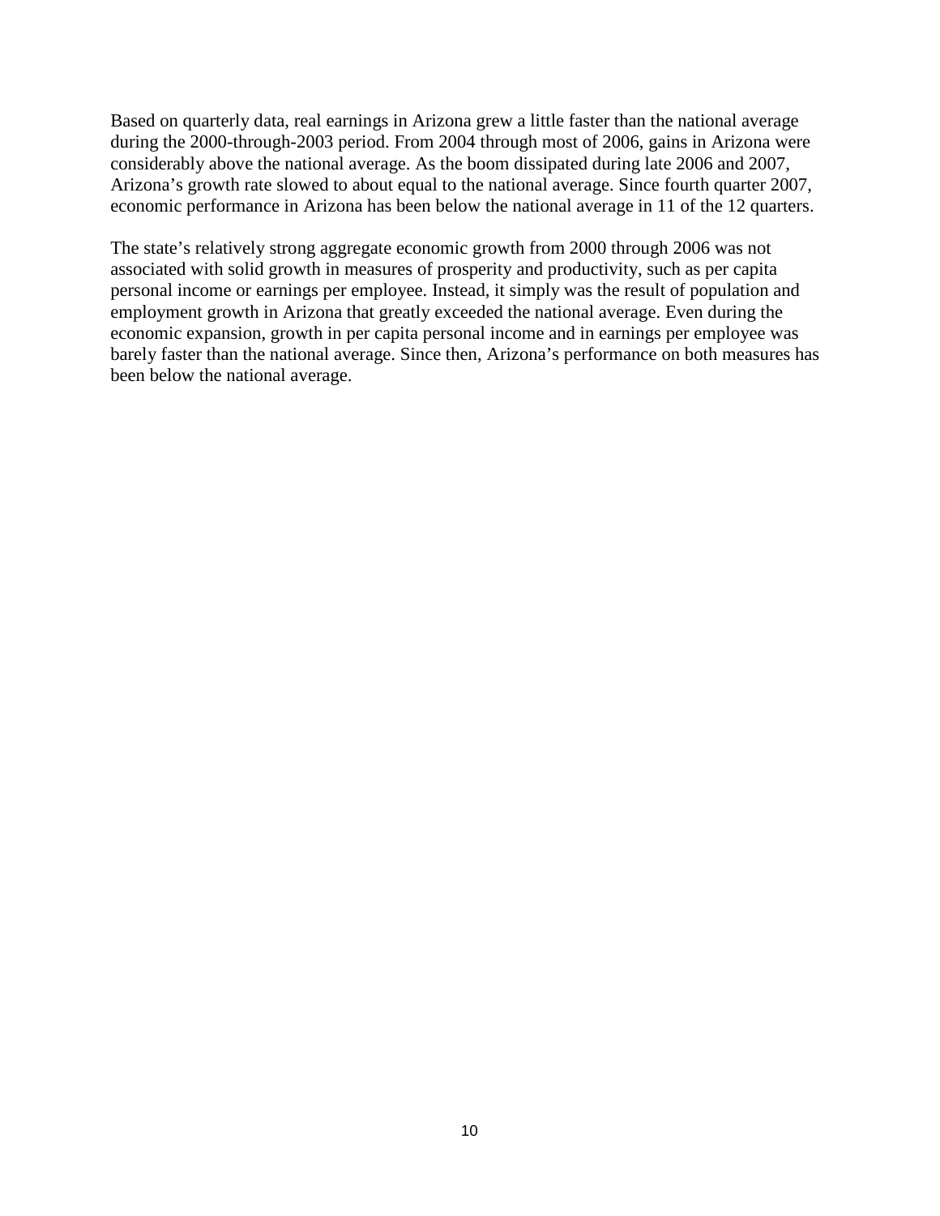Based on quarterly data, real earnings in Arizona grew a little faster than the national average during the 2000-through-2003 period. From 2004 through most of 2006, gains in Arizona were considerably above the national average. As the boom dissipated during late 2006 and 2007, Arizona's growth rate slowed to about equal to the national average. Since fourth quarter 2007, economic performance in Arizona has been below the national average in 11 of the 12 quarters.

The state's relatively strong aggregate economic growth from 2000 through 2006 was not associated with solid growth in measures of prosperity and productivity, such as per capita personal income or earnings per employee. Instead, it simply was the result of population and employment growth in Arizona that greatly exceeded the national average. Even during the economic expansion, growth in per capita personal income and in earnings per employee was barely faster than the national average. Since then, Arizona's performance on both measures has been below the national average.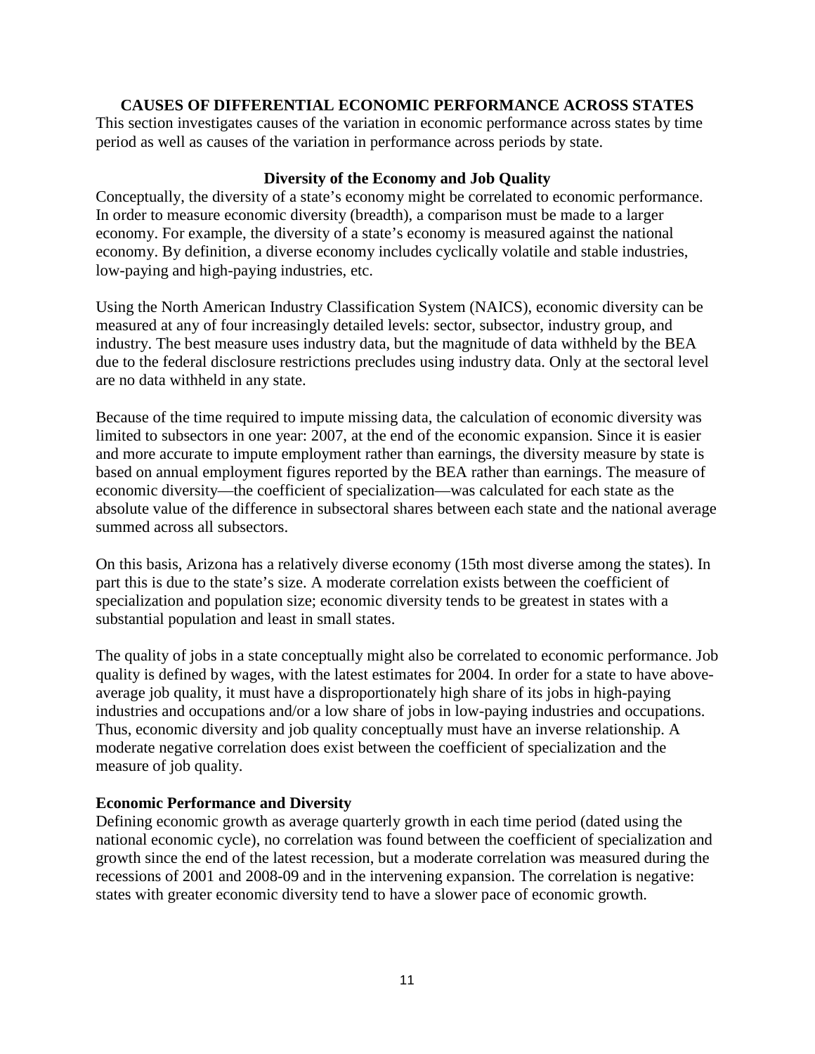## CAUSES OF DIFFERENTIAL ECONOMIC PERFORMANCE ACROSS STATES

This section investigates causes of the variation in economic performance across states by time period as well as causes of the variation in performance across periods by state.

### Diversity of the Economy and Job Quality

Conceptually, the diversity of a state's economy might be correlated to economic performance. In order to measure economic diversity (breadth), a comparison must be made to a larger economy. For example, the diversity of a state's economy is measured against the national economy. By definition, a diverse economy includes cyclically volatile and stable industries, low-paying and high-paying industries, etc.

Using the North American Industry Classification System (NAICS), economic diversity can be measured at any of four increasingly detailed levels: sector, subsector, industry group, and industry. The best measure uses industry data, but the magnitude of data withheld by the BEA due to the federal disclosure restrictions precludes using industry data. Only at the sectoral level are no data withheld in any state.

Because of the time required to impute missing data, the calculation of economic diversity was limited to subsectors in one year: 2007, at the end of the economic expansion. Since it is easier and more accurate to impute employment rather than earnings, the diversity measure by state is based on annual employment figures reported by the BEA rather than earnings. The measure of economic diversity—the coefficient of specialization—was calculated for each state as the absolute value of the difference in subsectoral shares between each state and the national average summed across all subsectors.

On this basis, Arizona has a relatively diverse economy (15th most diverse among the states). In part this is due to the state's size. A moderate correlation exists between the coefficient of specialization and population size; economic diversity tends to be greatest in states with a substantial population and least in small states.

The quality of jobs in a state conceptually might also be correlated to economic performance. Job quality is defined by wages, with the latest estimates for 2004. In order for a state to have above-average job quality, it must have a disproportionately high share of its jobs in high-paying industries and occupations and/or a low share of jobs in low-paying industries and occupations. Thus, economic diversity and job quality conceptually must have an inverse relationship. A moderate negative correlation does exist between the coefficient of specialization and the measure of job quality.

#### Economic Performance and Diversity

Defining economic growth as average quarterly growth in each time period (dated using the national economic cycle), no correlation was found between the coefficient of specialization and growth since the end of the latest recession, but a moderate correlation was measured during the recessions of 2001 and 2008-09 and in the intervening expansion. The correlation is negative: states with greater economic diversity tend to have a slower pace of economic growth.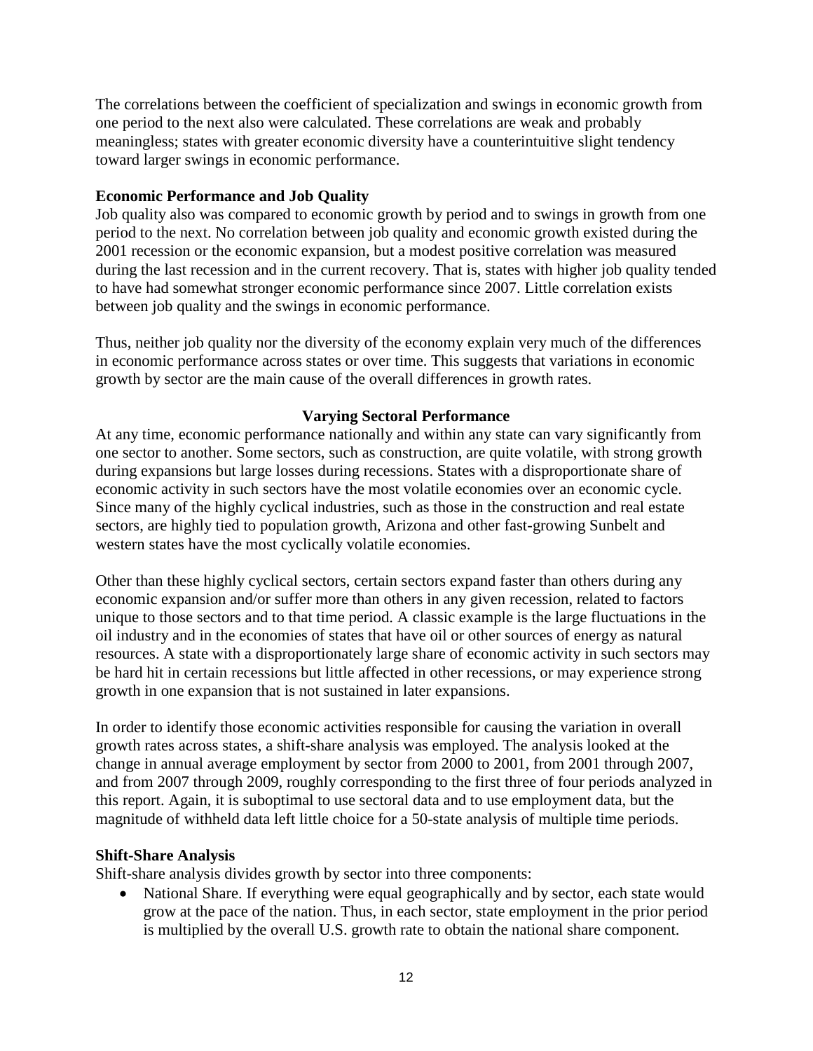The correlations between the coefficient of specialization and swings in economic growth from one period to the next also were calculated. These correlations are weak and probably meaningless; states with greater economic diversity have a counterintuitive slight tendency toward larger swings in economic performance.

**Economic Performance and Job Quality**

Job quality also was compared to economic growth by period and to swings in growth from one period to the next. No correlation between job quality and economic growth existed during the 2001 recession or the economic expansion, but a modest positive correlation was measured during the last recession and in the current recovery. That is, states with higher job quality tended to have had somewhat stronger economic performance since 2007. Little correlation exists between job quality and the swings in economic performance.

Thus, neither job quality nor the diversity of the economy explain very much of the differences in economic performance across states or over time. This suggests that variations in economic growth by sector are the main cause of the overall differences in growth rates.

## Varying Sectoral Performance

At any time, economic performance nationally and within any state can vary significantly from one sector to another. Some sectors, such as construction, are quite volatile, with strong growth during expansions but large losses during recessions. States with a disproportionate share of economic activity in such sectors have the most volatile economies over an economic cycle. Since many of the highly cyclical industries, such as those in the construction and real estate sectors, are highly tied to population growth, Arizona and other fast-growing Sunbelt and western states have the most cyclically volatile economies.

Other than these highly cyclical sectors, certain sectors expand faster than others during any economic expansion and/or suffer more than others in any given recession, related to factors unique to those sectors and to that time period. A classic example is the large fluctuations in the oil industry and in the economies of states that have oil or other sources of energy as natural resources. A state with a disproportionately large share of economic activity in such sectors may be hard hit in certain recessions but little affected in other recessions, or may experience strong growth in one expansion that is not sustained in later expansions.

In order to identify those economic activities responsible for causing the variation in overall growth rates across states, a shift-share analysis was employed. The analysis looked at the change in annual average employment by sector from 2000 to 2001, from 2001 through 2007, and from 2007 through 2009, roughly corresponding to the first three of four periods analyzed in this report. Again, it is suboptimal to use sectoral data and to use employment data, but the magnitude of withheld data left little choice for a 50-state analysis of multiple time periods.

**Shift-Share Analysis**

Shift-share analysis divides growth by sector into three components:

- National Share. If everything were equal geographically and by sector, each state would grow at the pace of the nation. Thus, in each sector, state employment in the prior period is multiplied by the overall U.S. growth rate to obtain the national share component.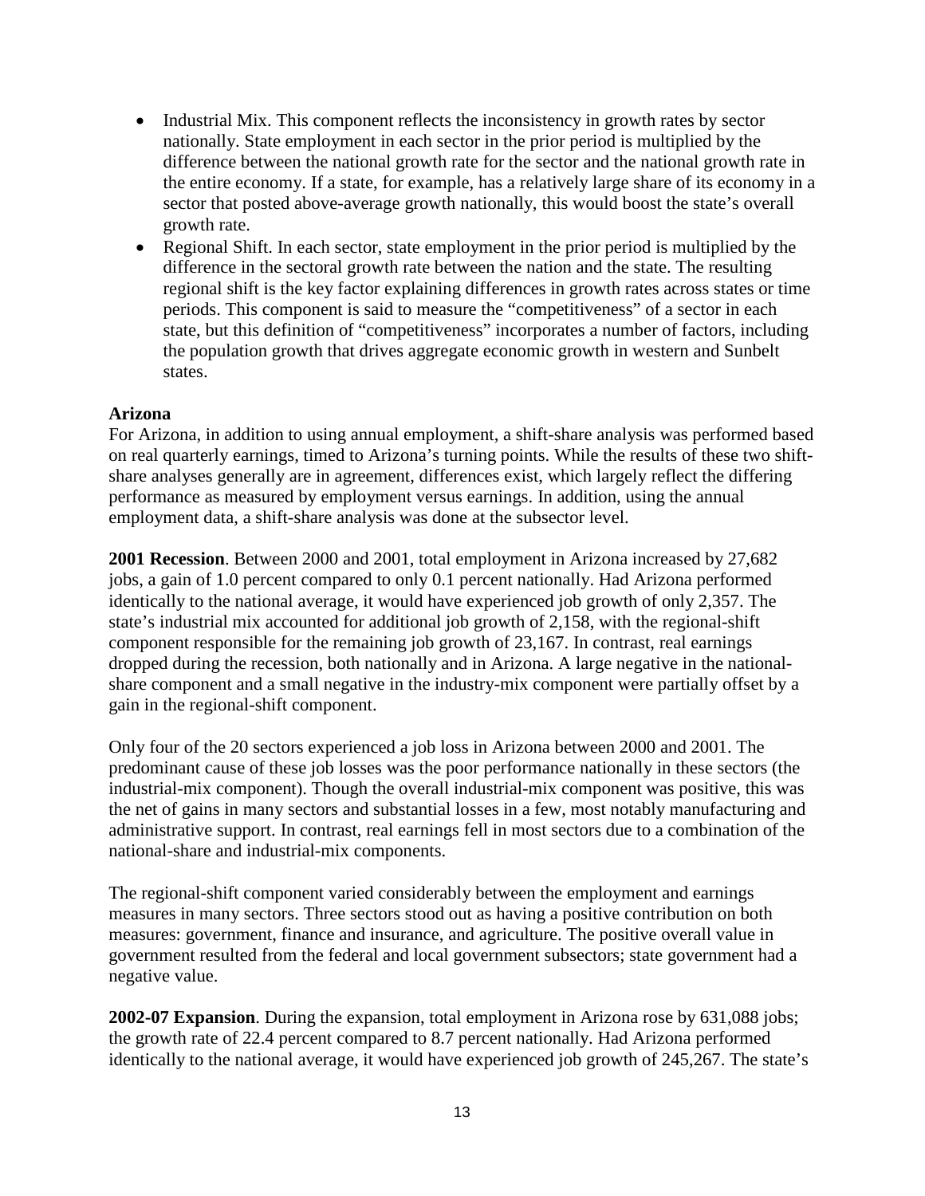- Industrial Mix. This component reflects the inconsistency in growth rates by sector nationally. State employment in each sector in the prior period is multiplied by the difference between the national growth rate for the sector and the national growth rate in the entire economy. If a state, for example, has a relatively large share of its economy in a sector that posted above-average growth nationally, this would boost the state's overall growth rate.
- Regional Shift. In each sector, state employment in the prior period is multiplied by the difference in the sectoral growth rate between the nation and the state. The resulting regional shift is the key factor explaining differences in growth rates across states or time periods. This component is said to measure the "competitiveness" of a sector in each state, but this definition of "competitiveness" incorporates a number of factors, including the population growth that drives aggregate economic growth in western and Sunbelt states.

**Arizona**

For Arizona, in addition to using annual employment, a shift-share analysis was performed based on real quarterly earnings, timed to Arizona's turning points. While the results of these two shift-share analyses generally are in agreement, differences exist, which largely reflect the differing performance as measured by employment versus earnings. In addition, using the annual employment data, a shift-share analysis was done at the subsector level.

**2001 Recession**. Between 2000 and 2001, total employment in Arizona increased by 27,682 jobs, a gain of 1.0 percent compared to only 0.1 percent nationally. Had Arizona performed identically to the national average, it would have experienced job growth of only 2,357. The state's industrial mix accounted for additional job growth of 2,158, with the regional-shift component responsible for the remaining job growth of 23,167. In contrast, real earnings dropped during the recession, both nationally and in Arizona. A large negative in the national-share component and a small negative in the industry-mix component were partially offset by a gain in the regional-shift component.

Only four of the 20 sectors experienced a job loss in Arizona between 2000 and 2001. The predominant cause of these job losses was the poor performance nationally in these sectors (the industrial-mix component). Though the overall industrial-mix component was positive, this was the net of gains in many sectors and substantial losses in a few, most notably manufacturing and administrative support. In contrast, real earnings fell in most sectors due to a combination of the national-share and industrial-mix components.

The regional-shift component varied considerably between the employment and earnings measures in many sectors. Three sectors stood out as having a positive contribution on both measures: government, finance and insurance, and agriculture. The positive overall value in government resulted from the federal and local government subsectors; state government had a negative value.

**2002-07 Expansion**. During the expansion, total employment in Arizona rose by 631,088 jobs; the growth rate of 22.4 percent compared to 8.7 percent nationally. Had Arizona performed identically to the national average, it would have experienced job growth of 245,267. The state's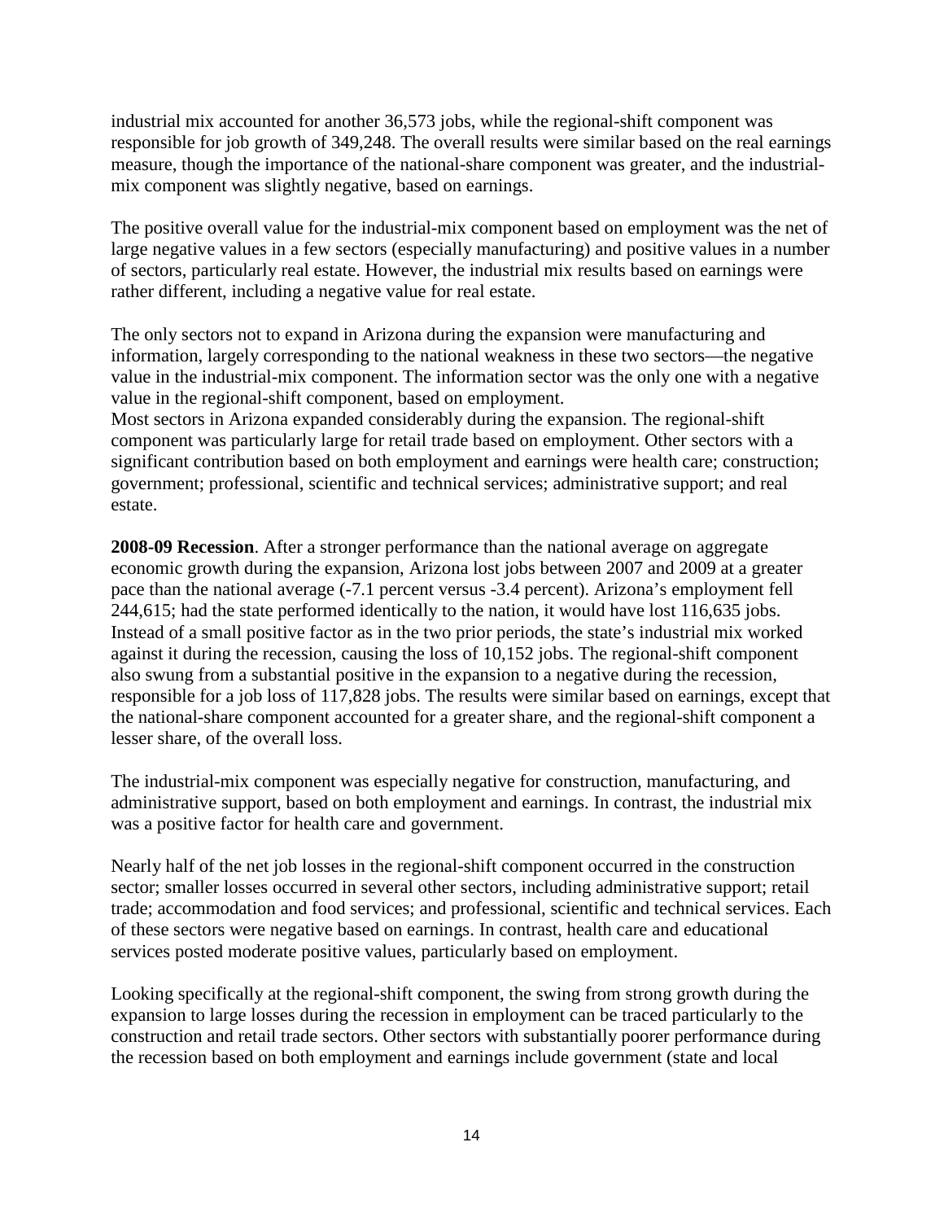industrial mix accounted for another 36,573 jobs, while the regional-shift component was responsible for job growth of 349,248. The overall results were similar based on the real earnings measure, though the importance of the national-share component was greater, and the industrial-mix component was slightly negative, based on earnings.

The positive overall value for the industrial-mix component based on employment was the net of large negative values in a few sectors (especially manufacturing) and positive values in a number of sectors, particularly real estate. However, the industrial mix results based on earnings were rather different, including a negative value for real estate.

The only sectors not to expand in Arizona during the expansion were manufacturing and information, largely corresponding to the national weakness in these two sectors—the negative value in the industrial-mix component. The information sector was the only one with a negative value in the regional-shift component, based on employment.
Most sectors in Arizona expanded considerably during the expansion. The regional-shift component was particularly large for retail trade based on employment. Other sectors with a significant contribution based on both employment and earnings were health care; construction; government; professional, scientific and technical services; administrative support; and real estate.

**2008-09 Recession**. After a stronger performance than the national average on aggregate economic growth during the expansion, Arizona lost jobs between 2007 and 2009 at a greater pace than the national average (-7.1 percent versus -3.4 percent). Arizona's employment fell 244,615; had the state performed identically to the nation, it would have lost 116,635 jobs. Instead of a small positive factor as in the two prior periods, the state's industrial mix worked against it during the recession, causing the loss of 10,152 jobs. The regional-shift component also swung from a substantial positive in the expansion to a negative during the recession, responsible for a job loss of 117,828 jobs. The results were similar based on earnings, except that the national-share component accounted for a greater share, and the regional-shift component a lesser share, of the overall loss.

The industrial-mix component was especially negative for construction, manufacturing, and administrative support, based on both employment and earnings. In contrast, the industrial mix was a positive factor for health care and government.

Nearly half of the net job losses in the regional-shift component occurred in the construction sector; smaller losses occurred in several other sectors, including administrative support; retail trade; accommodation and food services; and professional, scientific and technical services. Each of these sectors were negative based on earnings. In contrast, health care and educational services posted moderate positive values, particularly based on employment.

Looking specifically at the regional-shift component, the swing from strong growth during the expansion to large losses during the recession in employment can be traced particularly to the construction and retail trade sectors. Other sectors with substantially poorer performance during the recession based on both employment and earnings include government (state and local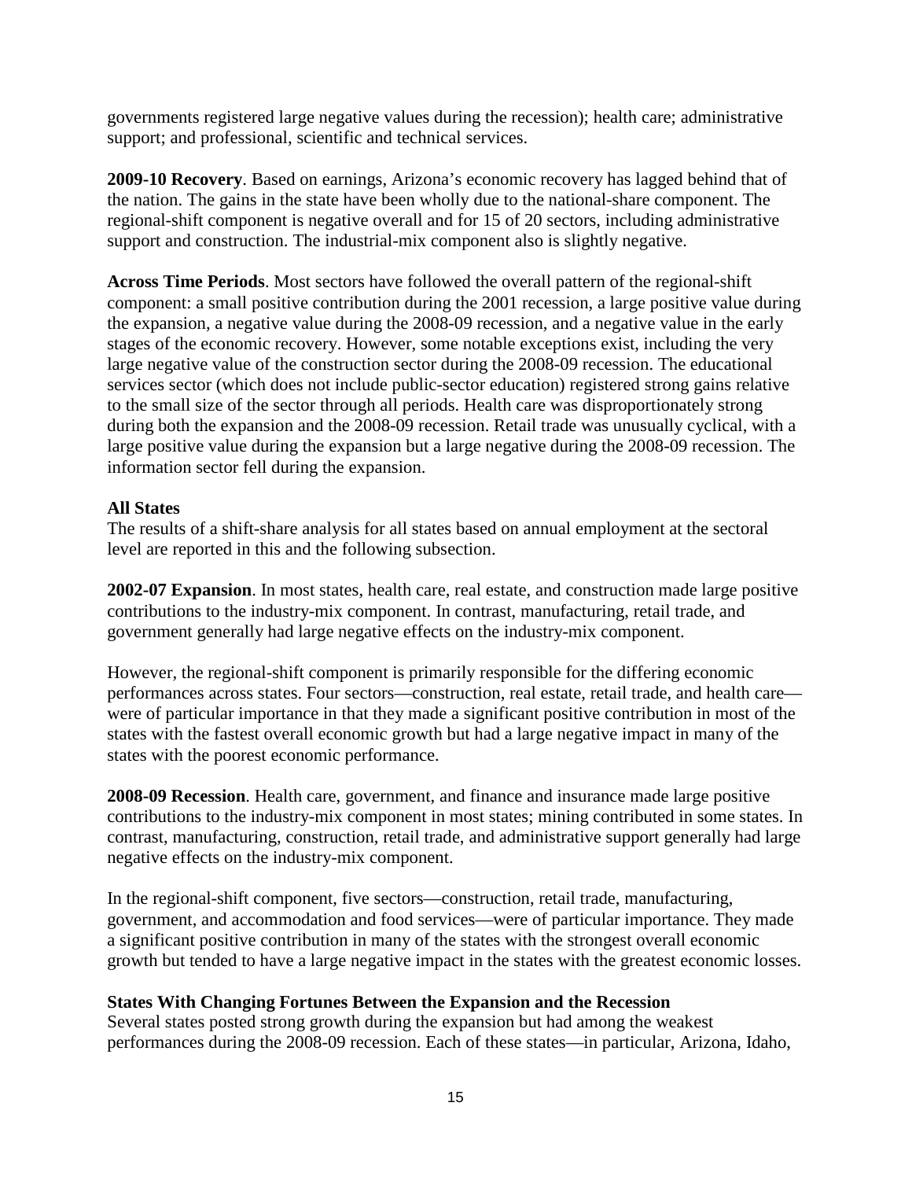governments registered large negative values during the recession); health care; administrative support; and professional, scientific and technical services.

**2009-10 Recovery**. Based on earnings, Arizona's economic recovery has lagged behind that of the nation. The gains in the state have been wholly due to the national-share component. The regional-shift component is negative overall and for 15 of 20 sectors, including administrative support and construction. The industrial-mix component also is slightly negative.

**Across Time Periods**. Most sectors have followed the overall pattern of the regional-shift component: a small positive contribution during the 2001 recession, a large positive value during the expansion, a negative value during the 2008-09 recession, and a negative value in the early stages of the economic recovery. However, some notable exceptions exist, including the very large negative value of the construction sector during the 2008-09 recession. The educational services sector (which does not include public-sector education) registered strong gains relative to the small size of the sector through all periods. Health care was disproportionately strong during both the expansion and the 2008-09 recession. Retail trade was unusually cyclical, with a large positive value during the expansion but a large negative during the 2008-09 recession. The information sector fell during the expansion.

### All States

The results of a shift-share analysis for all states based on annual employment at the sectoral level are reported in this and the following subsection.

**2002-07 Expansion**. In most states, health care, real estate, and construction made large positive contributions to the industry-mix component. In contrast, manufacturing, retail trade, and government generally had large negative effects on the industry-mix component.

However, the regional-shift component is primarily responsible for the differing economic performances across states. Four sectors—construction, real estate, retail trade, and health care—were of particular importance in that they made a significant positive contribution in most of the states with the fastest overall economic growth but had a large negative impact in many of the states with the poorest economic performance.

**2008-09 Recession**. Health care, government, and finance and insurance made large positive contributions to the industry-mix component in most states; mining contributed in some states. In contrast, manufacturing, construction, retail trade, and administrative support generally had large negative effects on the industry-mix component.

In the regional-shift component, five sectors—construction, retail trade, manufacturing, government, and accommodation and food services—were of particular importance. They made a significant positive contribution in many of the states with the strongest overall economic growth but tended to have a large negative impact in the states with the greatest economic losses.

### States With Changing Fortunes Between the Expansion and the Recession

Several states posted strong growth during the expansion but had among the weakest performances during the 2008-09 recession. Each of these states—in particular, Arizona, Idaho,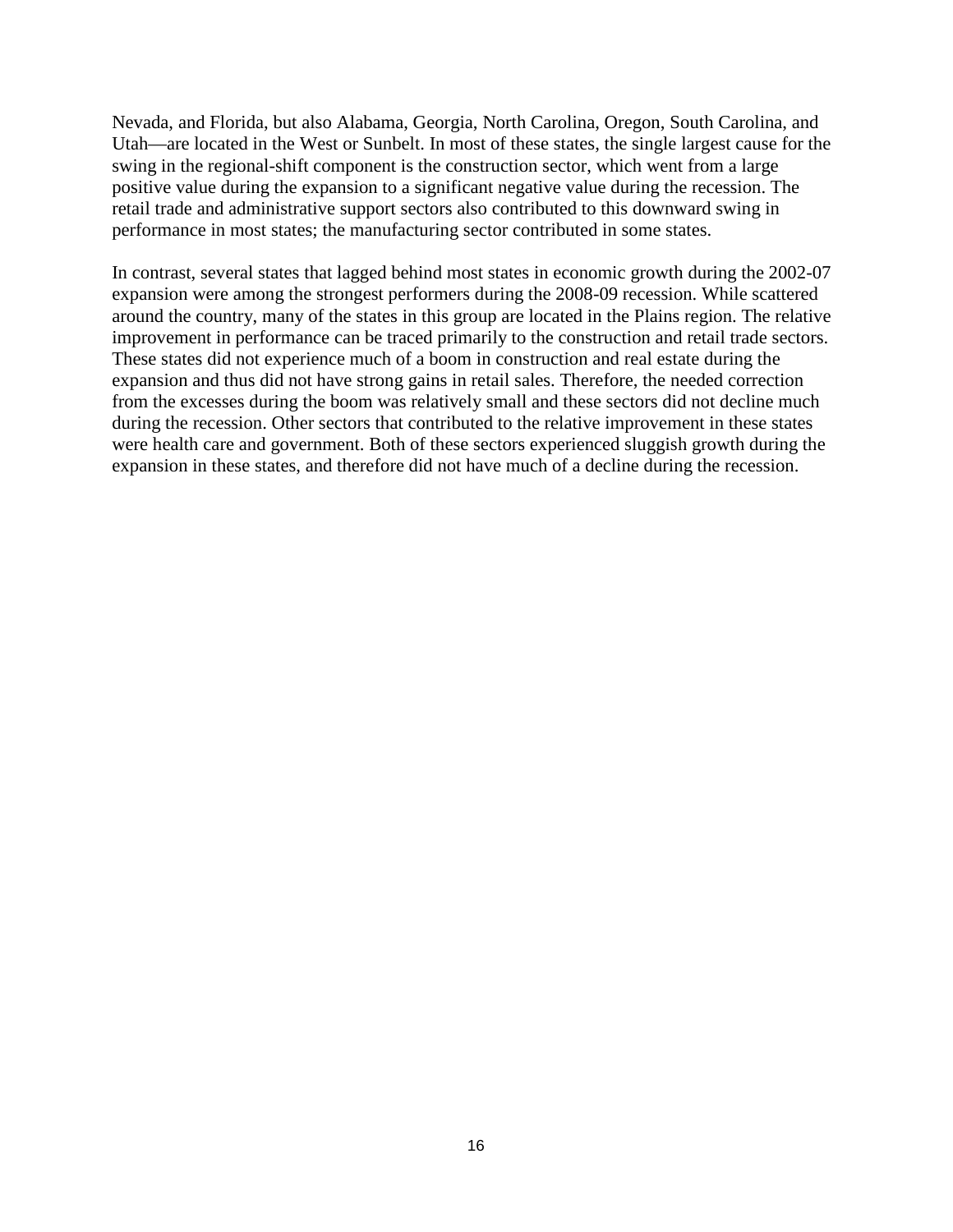Nevada, and Florida, but also Alabama, Georgia, North Carolina, Oregon, South Carolina, and Utah—are located in the West or Sunbelt. In most of these states, the single largest cause for the swing in the regional-shift component is the construction sector, which went from a large positive value during the expansion to a significant negative value during the recession. The retail trade and administrative support sectors also contributed to this downward swing in performance in most states; the manufacturing sector contributed in some states.

In contrast, several states that lagged behind most states in economic growth during the 2002-07 expansion were among the strongest performers during the 2008-09 recession. While scattered around the country, many of the states in this group are located in the Plains region. The relative improvement in performance can be traced primarily to the construction and retail trade sectors. These states did not experience much of a boom in construction and real estate during the expansion and thus did not have strong gains in retail sales. Therefore, the needed correction from the excesses during the boom was relatively small and these sectors did not decline much during the recession. Other sectors that contributed to the relative improvement in these states were health care and government. Both of these sectors experienced sluggish growth during the expansion in these states, and therefore did not have much of a decline during the recession.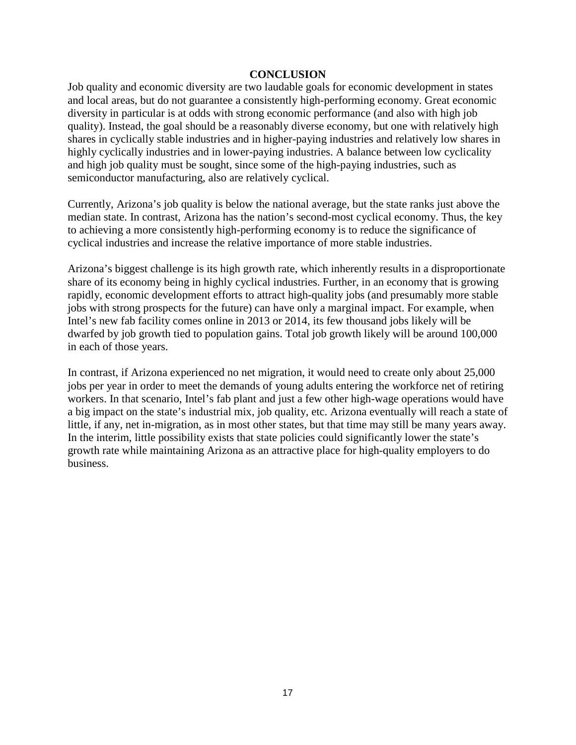## CONCLUSION

Job quality and economic diversity are two laudable goals for economic development in states and local areas, but do not guarantee a consistently high-performing economy. Great economic diversity in particular is at odds with strong economic performance (and also with high job quality). Instead, the goal should be a reasonably diverse economy, but one with relatively high shares in cyclically stable industries and in higher-paying industries and relatively low shares in highly cyclically industries and in lower-paying industries. A balance between low cyclicality and high job quality must be sought, since some of the high-paying industries, such as semiconductor manufacturing, also are relatively cyclical.

Currently, Arizona's job quality is below the national average, but the state ranks just above the median state. In contrast, Arizona has the nation's second-most cyclical economy. Thus, the key to achieving a more consistently high-performing economy is to reduce the significance of cyclical industries and increase the relative importance of more stable industries.

Arizona's biggest challenge is its high growth rate, which inherently results in a disproportionate share of its economy being in highly cyclical industries. Further, in an economy that is growing rapidly, economic development efforts to attract high-quality jobs (and presumably more stable jobs with strong prospects for the future) can have only a marginal impact. For example, when Intel's new fab facility comes online in 2013 or 2014, its few thousand jobs likely will be dwarfed by job growth tied to population gains. Total job growth likely will be around 100,000 in each of those years.

In contrast, if Arizona experienced no net migration, it would need to create only about 25,000 jobs per year in order to meet the demands of young adults entering the workforce net of retiring workers. In that scenario, Intel's fab plant and just a few other high-wage operations would have a big impact on the state's industrial mix, job quality, etc. Arizona eventually will reach a state of little, if any, net in-migration, as in most other states, but that time may still be many years away. In the interim, little possibility exists that state policies could significantly lower the state's growth rate while maintaining Arizona as an attractive place for high-quality employers to do business.